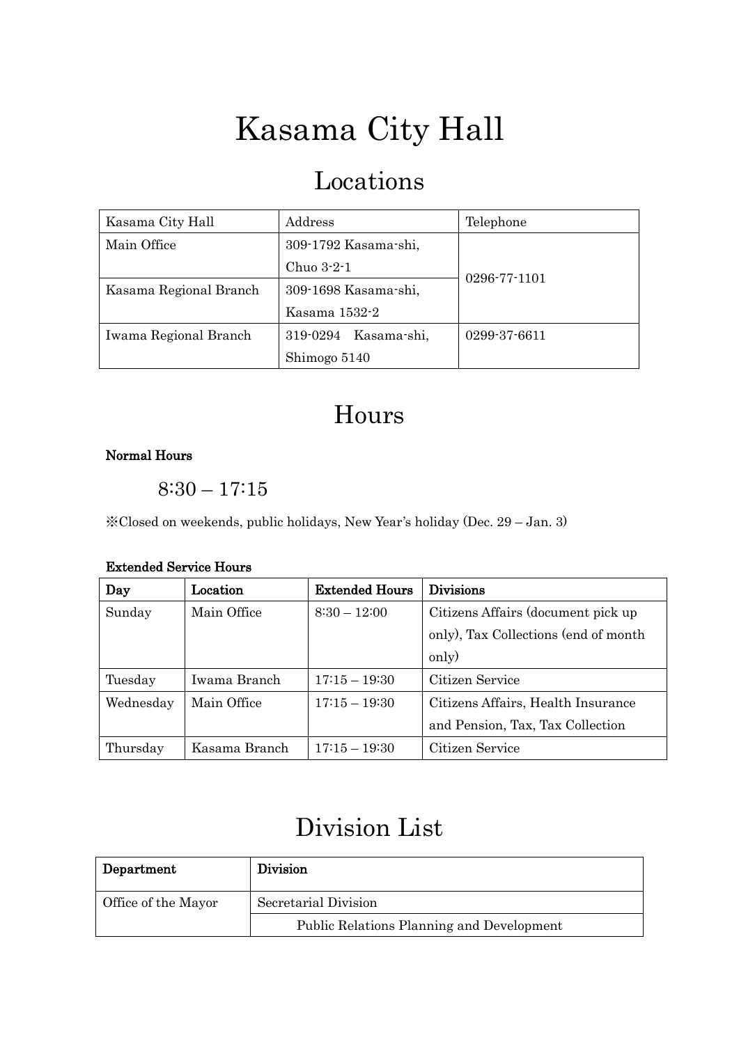# Kasama City Hall

## Locations

| Kasama City Hall | Address | Telephone |
|---|---|---|
| Main Office | 309-1792 Kasama-shi, Chuo 3-2-1 | 0296-77-1101 |
| Kasama Regional Branch | 309-1698 Kasama-shi, Kasama 1532-2 | |
| Iwama Regional Branch | 319-0294　Kasama-shi, Shimogo 5140 | 0299-37-6611 |

## Hours

**Normal Hours**

8:30 – 17:15

※Closed on weekends, public holidays, New Year's holiday (Dec. 29 – Jan. 3)

**Extended Service Hours**

| Day | Location | Extended Hours | Divisions |
|---|---|---|---|
| Sunday | Main Office | 8:30 – 12:00 | Citizens Affairs (document pick up only), Tax Collections (end of month only) |
| Tuesday | Iwama Branch | 17:15 – 19:30 | Citizen Service |
| Wednesday | Main Office | 17:15 – 19:30 | Citizens Affairs, Health Insurance and Pension, Tax, Tax Collection |
| Thursday | Kasama Branch | 17:15 – 19:30 | Citizen Service |

## Division List

| Department | Division |
|---|---|
| Office of the Mayor | Secretarial Division |
| | Public Relations Planning and Development |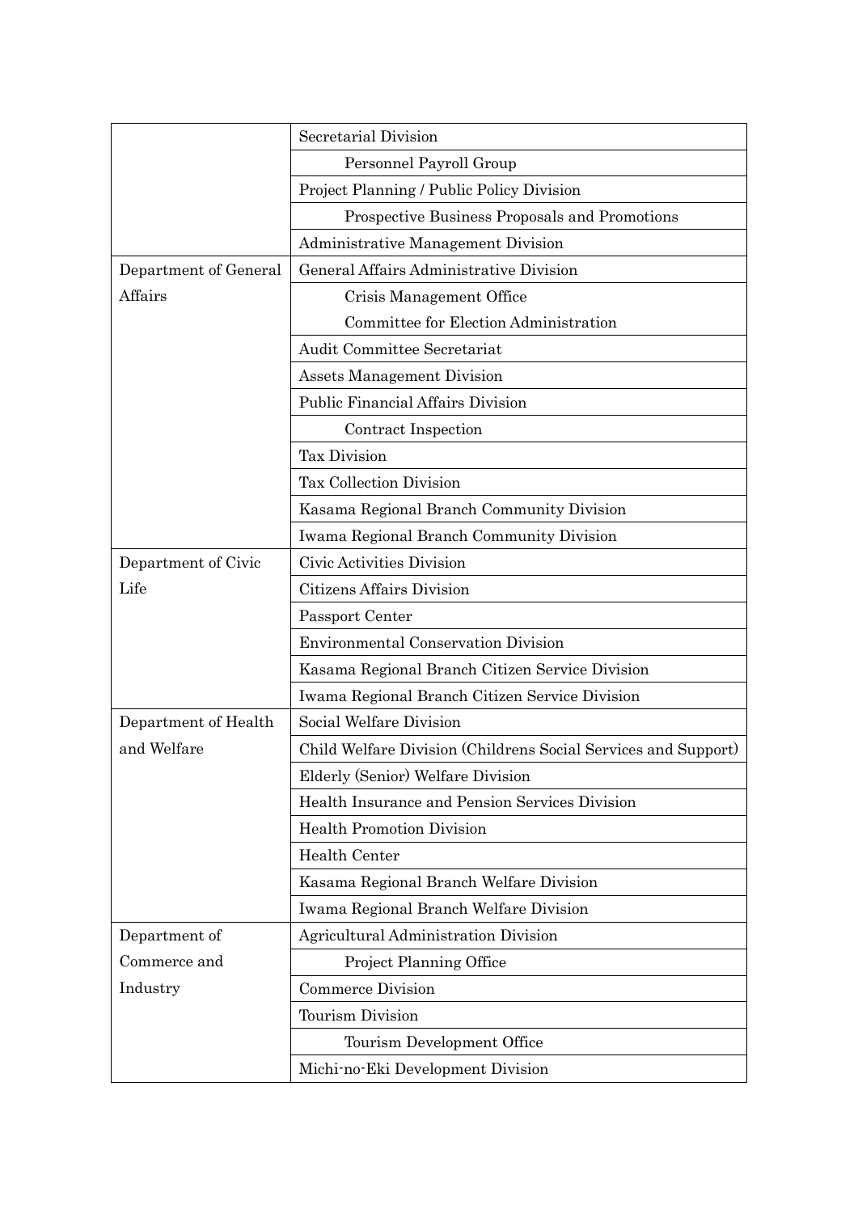| | |
|---|---|
| | Secretarial Division |
| | Personnel Payroll Group |
| | Project Planning / Public Policy Division |
| | Prospective Business Proposals and Promotions |
| | Administrative Management Division |
| Department of General Affairs | General Affairs Administrative Division |
| | Crisis Management Office<br>Committee for Election Administration |
| | Audit Committee Secretariat |
| | Assets Management Division |
| | Public Financial Affairs Division |
| | Contract Inspection |
| | Tax Division |
| | Tax Collection Division |
| | Kasama Regional Branch Community Division |
| | Iwama Regional Branch Community Division |
| Department of Civic Life | Civic Activities Division |
| | Citizens Affairs Division |
| | Passport Center |
| | Environmental Conservation Division |
| | Kasama Regional Branch Citizen Service Division |
| | Iwama Regional Branch Citizen Service Division |
| Department of Health and Welfare | Social Welfare Division |
| | Child Welfare Division (Childrens Social Services and Support) |
| | Elderly (Senior) Welfare Division |
| | Health Insurance and Pension Services Division |
| | Health Promotion Division |
| | Health Center |
| | Kasama Regional Branch Welfare Division |
| | Iwama Regional Branch Welfare Division |
| Department of Commerce and Industry | Agricultural Administration Division |
| | Project Planning Office |
| | Commerce Division |
| | Tourism Division |
| | Tourism Development Office |
| | Michi-no-Eki Development Division |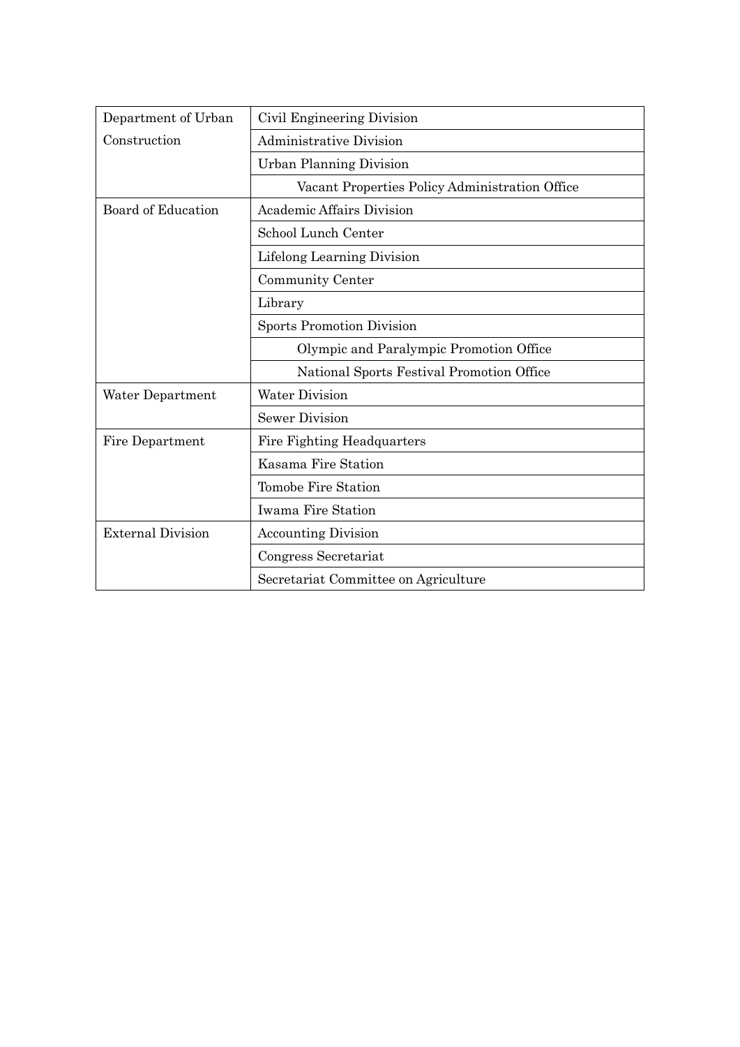| | |
|---|---|
| Department of Urban Construction | Civil Engineering Division |
| | Administrative Division |
| | Urban Planning Division |
| | Vacant Properties Policy Administration Office |
| Board of Education | Academic Affairs Division |
| | School Lunch Center |
| | Lifelong Learning Division |
| | Community Center |
| | Library |
| | Sports Promotion Division |
| | Olympic and Paralympic Promotion Office |
| | National Sports Festival Promotion Office |
| Water Department | Water Division |
| | Sewer Division |
| Fire Department | Fire Fighting Headquarters |
| | Kasama Fire Station |
| | Tomobe Fire Station |
| | Iwama Fire Station |
| External Division | Accounting Division |
| | Congress Secretariat |
| | Secretariat Committee on Agriculture |